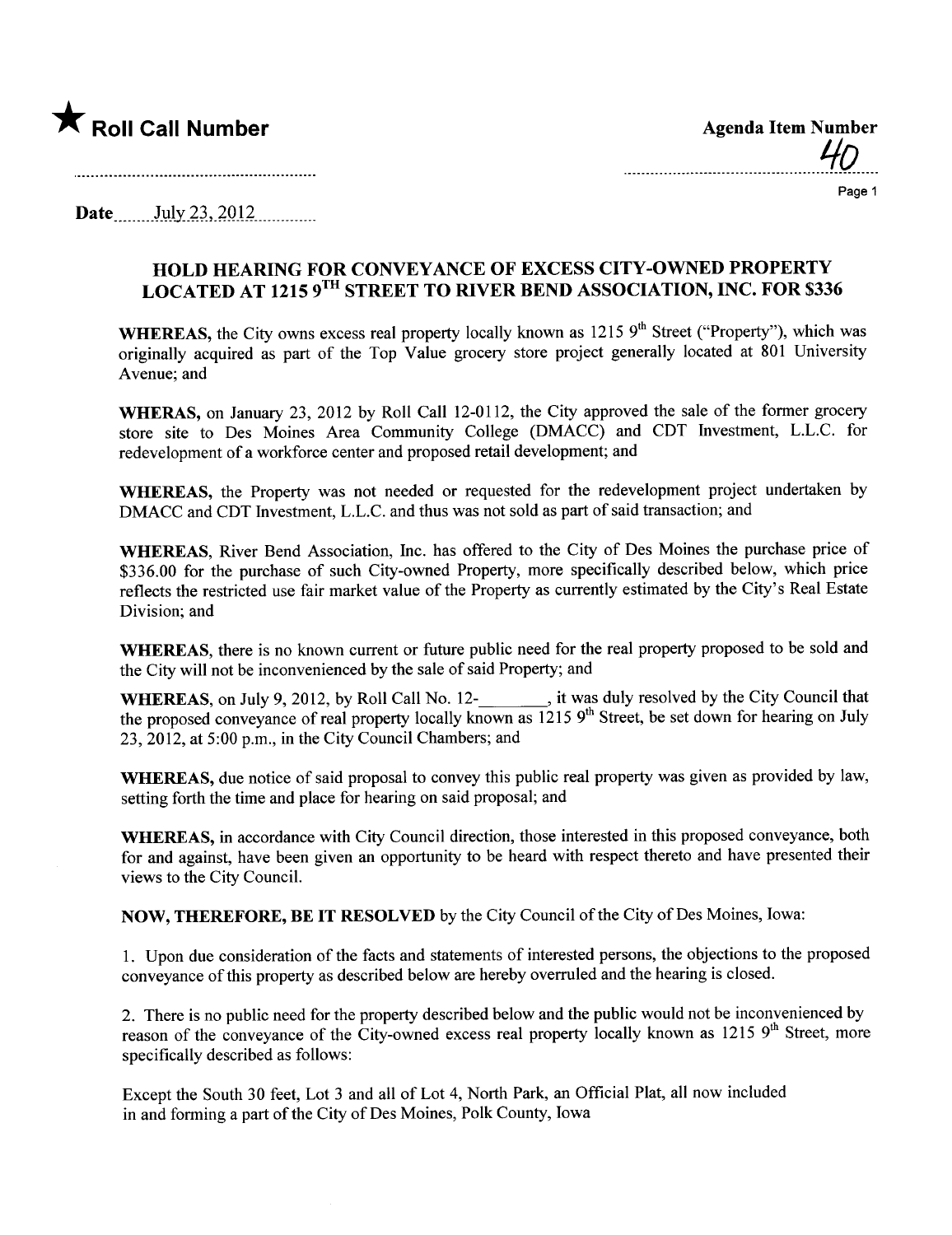★ **Roll Call Number**

**Agenda Item Number**

40

**Date** July 23, 2012

## HOLD HEARING FOR CONVEYANCE OF EXCESS CITY-OWNED PROPERTY LOCATED AT 1215 9TH STREET TO RIVER BEND ASSOCIATION, INC. FOR $336

**WHEREAS,** the City owns excess real property locally known as 1215 9th Street ("Property"), which was originally acquired as part of the Top Value grocery store project generally located at 801 University Avenue; and

**WHERAS,** on January 23, 2012 by Roll Call 12-0112, the City approved the sale of the former grocery store site to Des Moines Area Community College (DMACC) and CDT Investment, L.L.C. for redevelopment of a workforce center and proposed retail development; and

**WHEREAS,** the Property was not needed or requested for the redevelopment project undertaken by DMACC and CDT Investment, L.L.C. and thus was not sold as part of said transaction; and

**WHEREAS,** River Bend Association, Inc. has offered to the City of Des Moines the purchase price of $336.00 for the purchase of such City-owned Property, more specifically described below, which price reflects the restricted use fair market value of the Property as currently estimated by the City's Real Estate Division; and

**WHEREAS,** there is no known current or future public need for the real property proposed to be sold and the City will not be inconvenienced by the sale of said Property; and

**WHEREAS,** on July 9, 2012, by Roll Call No. 12-________, it was duly resolved by the City Council that the proposed conveyance of real property locally known as 1215 9th Street, be set down for hearing on July 23, 2012, at 5:00 p.m., in the City Council Chambers; and

**WHEREAS,** due notice of said proposal to convey this public real property was given as provided by law, setting forth the time and place for hearing on said proposal; and

**WHEREAS,** in accordance with City Council direction, those interested in this proposed conveyance, both for and against, have been given an opportunity to be heard with respect thereto and have presented their views to the City Council.

**NOW, THEREFORE, BE IT RESOLVED** by the City Council of the City of Des Moines, Iowa:

1. Upon due consideration of the facts and statements of interested persons, the objections to the proposed conveyance of this property as described below are hereby overruled and the hearing is closed.

2. There is no public need for the property described below and the public would not be inconvenienced by reason of the conveyance of the City-owned excess real property locally known as 1215 9th Street, more specifically described as follows:

Except the South 30 feet, Lot 3 and all of Lot 4, North Park, an Official Plat, all now included in and forming a part of the City of Des Moines, Polk County, Iowa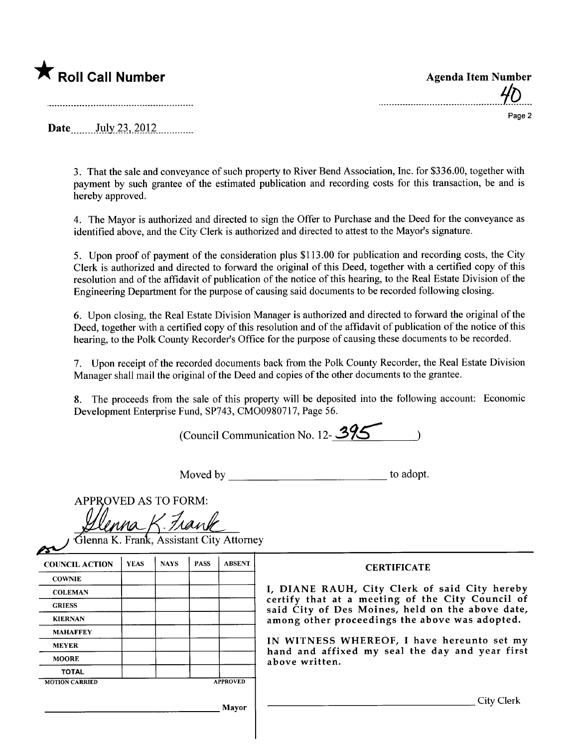★ **Roll Call Number**

**Agenda Item Number**
40

**Date** July 23, 2012

3. That the sale and conveyance of such property to River Bend Association, Inc. for $336.00, together with payment by such grantee of the estimated publication and recording costs for this transaction, be and is hereby approved.

4. The Mayor is authorized and directed to sign the Offer to Purchase and the Deed for the conveyance as identified above, and the City Clerk is authorized and directed to attest to the Mayor's signature.

5. Upon proof of payment of the consideration plus $113.00 for publication and recording costs, the City Clerk is authorized and directed to forward the original of this Deed, together with a certified copy of this resolution and of the affidavit of publication of the notice of this hearing, to the Real Estate Division of the Engineering Department for the purpose of causing said documents to be recorded following closing.

6. Upon closing, the Real Estate Division Manager is authorized and directed to forward the original of the Deed, together with a certified copy of this resolution and of the affidavit of publication of the notice of this hearing, to the Polk County Recorder's Office for the purpose of causing these documents to be recorded.

7. Upon receipt of the recorded documents back from the Polk County Recorder, the Real Estate Division Manager shall mail the original of the Deed and copies of the other documents to the grantee.

8. The proceeds from the sale of this property will be deposited into the following account: Economic Development Enterprise Fund, SP743, CMO0980717, Page 56.

(Council Communication No. 12- 395 )

Moved by ______________________ to adopt.

APPROVED AS TO FORM:

Glenna K. Frank, Assistant City Attorney

| COUNCIL ACTION | YEAS | NAYS | PASS | ABSENT |
|---|---|---|---|---|
| COWNIE | | | | |
| COLEMAN | | | | |
| GRIESS | | | | |
| KIERNAN | | | | |
| MAHAFFEY | | | | |
| MEYER | | | | |
| MOORE | | | | |
| TOTAL | | | | |
| MOTION CARRIED | | | | APPROVED |

______________________ Mayor

**CERTIFICATE**

I, DIANE RAUH, City Clerk of said City hereby certify that at a meeting of the City Council of said City of Des Moines, held on the above date, among other proceedings the above was adopted.

IN WITNESS WHEREOF, I have hereunto set my hand and affixed my seal the day and year first above written.

______________________ City Clerk